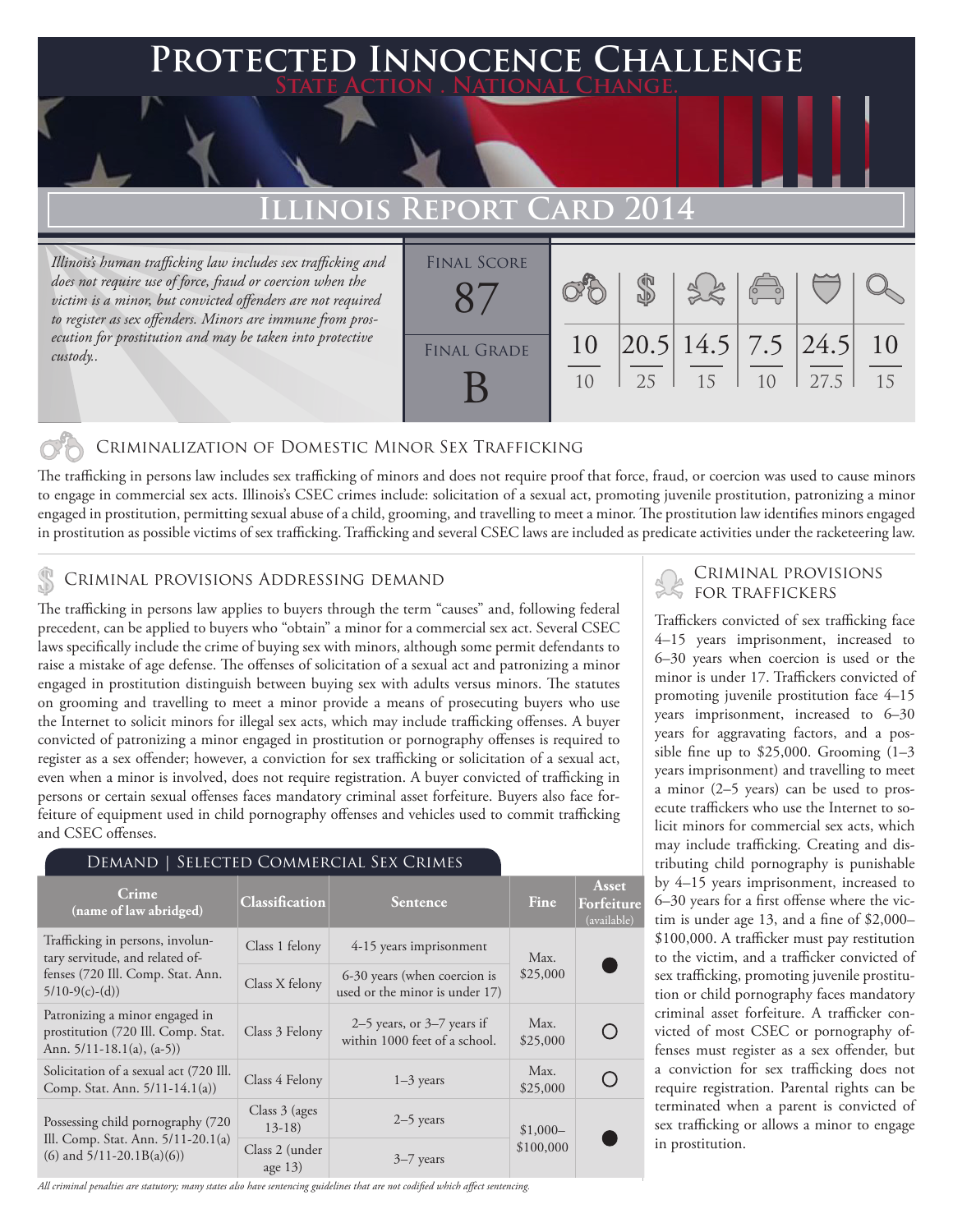# Protected Innocence Challenge

State Action . National Change.

## Illinois Report Card 2014

*Illinois's human trafficking law includes sex trafficking and does not require use of force, fraud or coercion when the victim is a minor, but convicted offenders are not required to register as sex offenders. Minors are immune from prosecution for prostitution and may be taken into protective custody..*

| Final Score | | | | | | |
|---|---|---|---|---|---|---|
| 87 | 10/10 | 20.5/25 | 14.5/15 | 7.5/10 | 24.5/27.5 | 10/15 |

**Final Grade:** B

## Criminalization of Domestic Minor Sex Trafficking

The trafficking in persons law includes sex trafficking of minors and does not require proof that force, fraud, or coercion was used to cause minors to engage in commercial sex acts. Illinois's CSEC crimes include: solicitation of a sexual act, promoting juvenile prostitution, patronizing a minor engaged in prostitution, permitting sexual abuse of a child, grooming, and travelling to meet a minor. The prostitution law identifies minors engaged in prostitution as possible victims of sex trafficking. Trafficking and several CSEC laws are included as predicate activities under the racketeering law.

## Criminal provisions Addressing demand

The trafficking in persons law applies to buyers through the term "causes" and, following federal precedent, can be applied to buyers who "obtain" a minor for a commercial sex act. Several CSEC laws specifically include the crime of buying sex with minors, although some permit defendants to raise a mistake of age defense. The offenses of solicitation of a sexual act and patronizing a minor engaged in prostitution distinguish between buying sex with adults versus minors. The statutes on grooming and travelling to meet a minor provide a means of prosecuting buyers who use the Internet to solicit minors for illegal sex acts, which may include trafficking offenses. A buyer convicted of patronizing a minor engaged in prostitution or pornography offenses is required to register as a sex offender; however, a conviction for sex trafficking or solicitation of a sexual act, even when a minor is involved, does not require registration. A buyer convicted of trafficking in persons or certain sexual offenses faces mandatory criminal asset forfeiture. Buyers also face forfeiture of equipment used in child pornography offenses and vehicles used to commit trafficking and CSEC offenses.

### Demand | Selected Commercial Sex Crimes

| Crime (name of law abridged) | Classification | Sentence | Fine | Asset Forfeiture (available) |
|---|---|---|---|---|
| Trafficking in persons, involuntary servitude, and related offenses (720 Ill. Comp. Stat. Ann. 5/10-9(c)-(d)) | Class 1 felony | 4-15 years imprisonment | Max. $25,000 | ● |
| | Class X felony | 6-30 years (when coercion is used or the minor is under 17) | | |
| Patronizing a minor engaged in prostitution (720 Ill. Comp. Stat. Ann. 5/11-18.1(a), (a-5)) | Class 3 Felony | 2–5 years, or 3–7 years if within 1000 feet of a school. | Max. $25,000 | ○ |
| Solicitation of a sexual act (720 Ill. Comp. Stat. Ann. 5/11-14.1(a)) | Class 4 Felony | 1–3 years | Max. $25,000 | ○ |
| Possessing child pornography (720 Ill. Comp. Stat. Ann. 5/11-20.1(a)(6) and 5/11-20.1B(a)(6)) | Class 3 (ages 13-18) | 2–5 years | $1,000–$100,000 | ● |
| | Class 2 (under age 13) | 3–7 years | | |

*All criminal penalties are statutory; many states also have sentencing guidelines that are not codified which affect sentencing.*

## Criminal provisions for traffickers

Traffickers convicted of sex trafficking face 4–15 years imprisonment, increased to 6–30 years when coercion is used or the minor is under 17. Traffickers convicted of promoting juvenile prostitution face 4–15 years imprisonment, increased to 6–30 years for aggravating factors, and a possible fine up to $25,000. Grooming (1–3 years imprisonment) and travelling to meet a minor (2–5 years) can be used to prosecute traffickers who use the Internet to solicit minors for commercial sex acts, which may include trafficking. Creating and distributing child pornography is punishable by 4–15 years imprisonment, increased to 6–30 years for a first offense where the victim is under age 13, and a fine of $2,000–$100,000. A trafficker must pay restitution to the victim, and a trafficker convicted of sex trafficking, promoting juvenile prostitution or child pornography faces mandatory criminal asset forfeiture. A trafficker convicted of most CSEC or pornography offenses must register as a sex offender, but a conviction for sex trafficking does not require registration. Parental rights can be terminated when a parent is convicted of sex trafficking or allows a minor to engage in prostitution.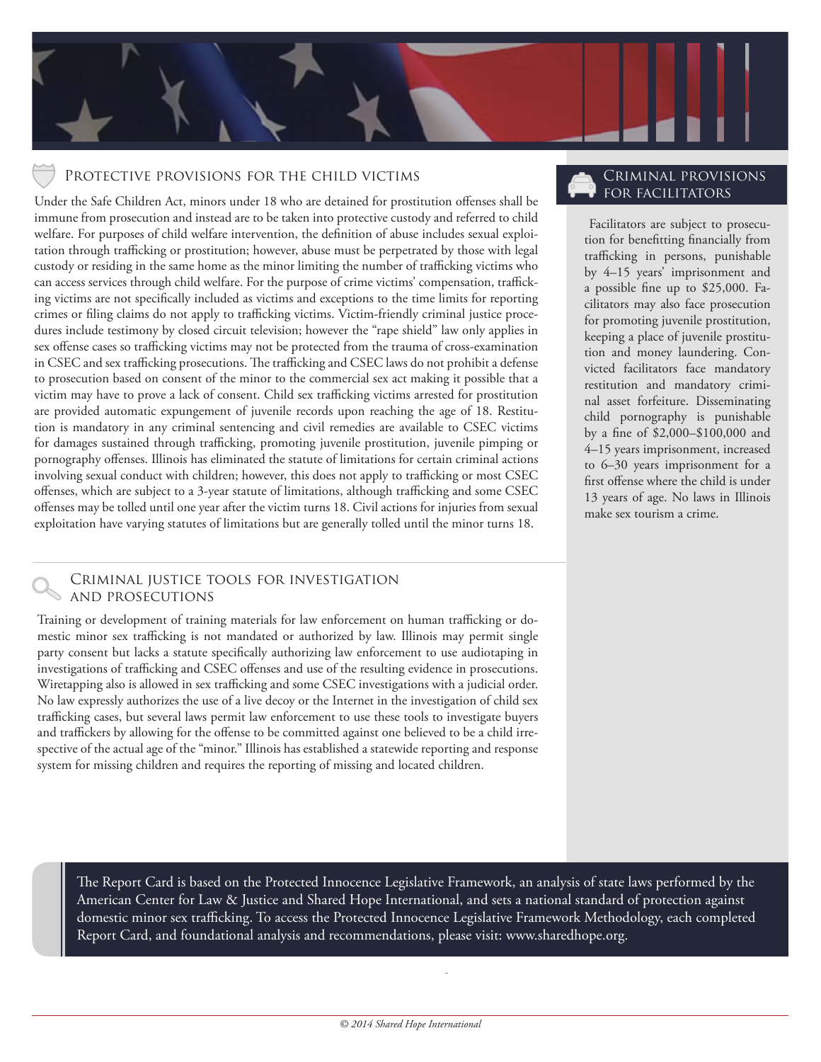## Protective provisions for the child victims

Under the Safe Children Act, minors under 18 who are detained for prostitution offenses shall be immune from prosecution and instead are to be taken into protective custody and referred to child welfare. For purposes of child welfare intervention, the definition of abuse includes sexual exploitation through trafficking or prostitution; however, abuse must be perpetrated by those with legal custody or residing in the same home as the minor limiting the number of trafficking victims who can access services through child welfare. For the purpose of crime victims' compensation, trafficking victims are not specifically included as victims and exceptions to the time limits for reporting crimes or filing claims do not apply to trafficking victims. Victim-friendly criminal justice procedures include testimony by closed circuit television; however the "rape shield" law only applies in sex offense cases so trafficking victims may not be protected from the trauma of cross-examination in CSEC and sex trafficking prosecutions. The trafficking and CSEC laws do not prohibit a defense to prosecution based on consent of the minor to the commercial sex act making it possible that a victim may have to prove a lack of consent. Child sex trafficking victims arrested for prostitution are provided automatic expungement of juvenile records upon reaching the age of 18. Restitution is mandatory in any criminal sentencing and civil remedies are available to CSEC victims for damages sustained through trafficking, promoting juvenile prostitution, juvenile pimping or pornography offenses. Illinois has eliminated the statute of limitations for certain criminal actions involving sexual conduct with children; however, this does not apply to trafficking or most CSEC offenses, which are subject to a 3-year statute of limitations, although trafficking and some CSEC offenses may be tolled until one year after the victim turns 18. Civil actions for injuries from sexual exploitation have varying statutes of limitations but are generally tolled until the minor turns 18.

## Criminal justice tools for investigation and prosecutions

Training or development of training materials for law enforcement on human trafficking or domestic minor sex trafficking is not mandated or authorized by law. Illinois may permit single party consent but lacks a statute specifically authorizing law enforcement to use audiotaping in investigations of trafficking and CSEC offenses and use of the resulting evidence in prosecutions. Wiretapping also is allowed in sex trafficking and some CSEC investigations with a judicial order. No law expressly authorizes the use of a live decoy or the Internet in the investigation of child sex trafficking cases, but several laws permit law enforcement to use these tools to investigate buyers and traffickers by allowing for the offense to be committed against one believed to be a child irrespective of the actual age of the "minor." Illinois has established a statewide reporting and response system for missing children and requires the reporting of missing and located children.

## Criminal provisions for facilitators

Facilitators are subject to prosecution for benefitting financially from trafficking in persons, punishable by 4–15 years' imprisonment and a possible fine up to $25,000. Facilitators may also face prosecution for promoting juvenile prostitution, keeping a place of juvenile prostitution and money laundering. Convicted facilitators face mandatory restitution and mandatory criminal asset forfeiture. Disseminating child pornography is punishable by a fine of $2,000–$100,000 and 4–15 years imprisonment, increased to 6–30 years imprisonment for a first offense where the child is under 13 years of age. No laws in Illinois make sex tourism a crime.

The Report Card is based on the Protected Innocence Legislative Framework, an analysis of state laws performed by the American Center for Law & Justice and Shared Hope International, and sets a national standard of protection against domestic minor sex trafficking. To access the Protected Innocence Legislative Framework Methodology, each completed Report Card, and foundational analysis and recommendations, please visit: www.sharedhope.org.

*© 2014 Shared Hope International*